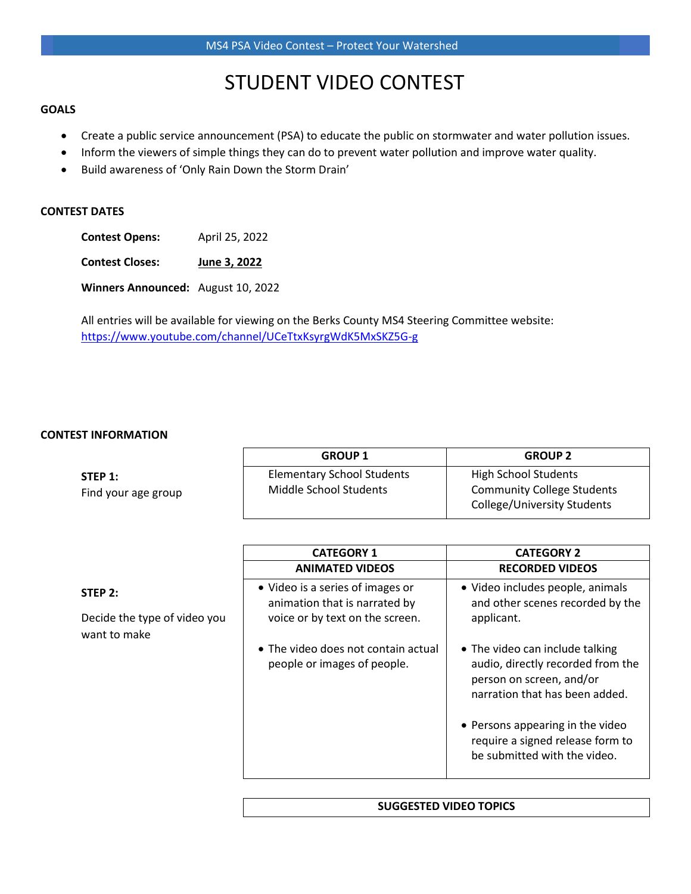# STUDENT VIDEO CONTEST

## GOALS

- Create a public service announcement (PSA) to educate the public on stormwater and water pollution issues.
- Inform the viewers of simple things they can do to prevent water pollution and improve water quality.
- Build awareness of 'Only Rain Down the Storm Drain'

## CONTEST DATES

**Contest Opens:** April 25, 2022

**Contest Closes:** **June 3, 2022**

**Winners Announced:** August 10, 2022

All entries will be available for viewing on the Berks County MS4 Steering Committee website: https://www.youtube.com/channel/UCeTtxKsyrgWdK5MxSKZ5G-g

## CONTEST INFORMATION

**STEP 1:**
Find your age group

| GROUP 1 | GROUP 2 |
|---|---|
| Elementary School Students<br>Middle School Students | High School Students<br>Community College Students<br>College/University Students |

**STEP 2:**

Decide the type of video you want to make

| CATEGORY 1<br>ANIMATED VIDEOS | CATEGORY 2<br>RECORDED VIDEOS |
|---|---|
| • Video is a series of images or animation that is narrated by voice or by text on the screen.<br>• The video does not contain actual people or images of people. | • Video includes people, animals and other scenes recorded by the applicant.<br>• The video can include talking audio, directly recorded from the person on screen, and/or narration that has been added.<br>• Persons appearing in the video require a signed release form to be submitted with the video. |

| SUGGESTED VIDEO TOPICS |
|---|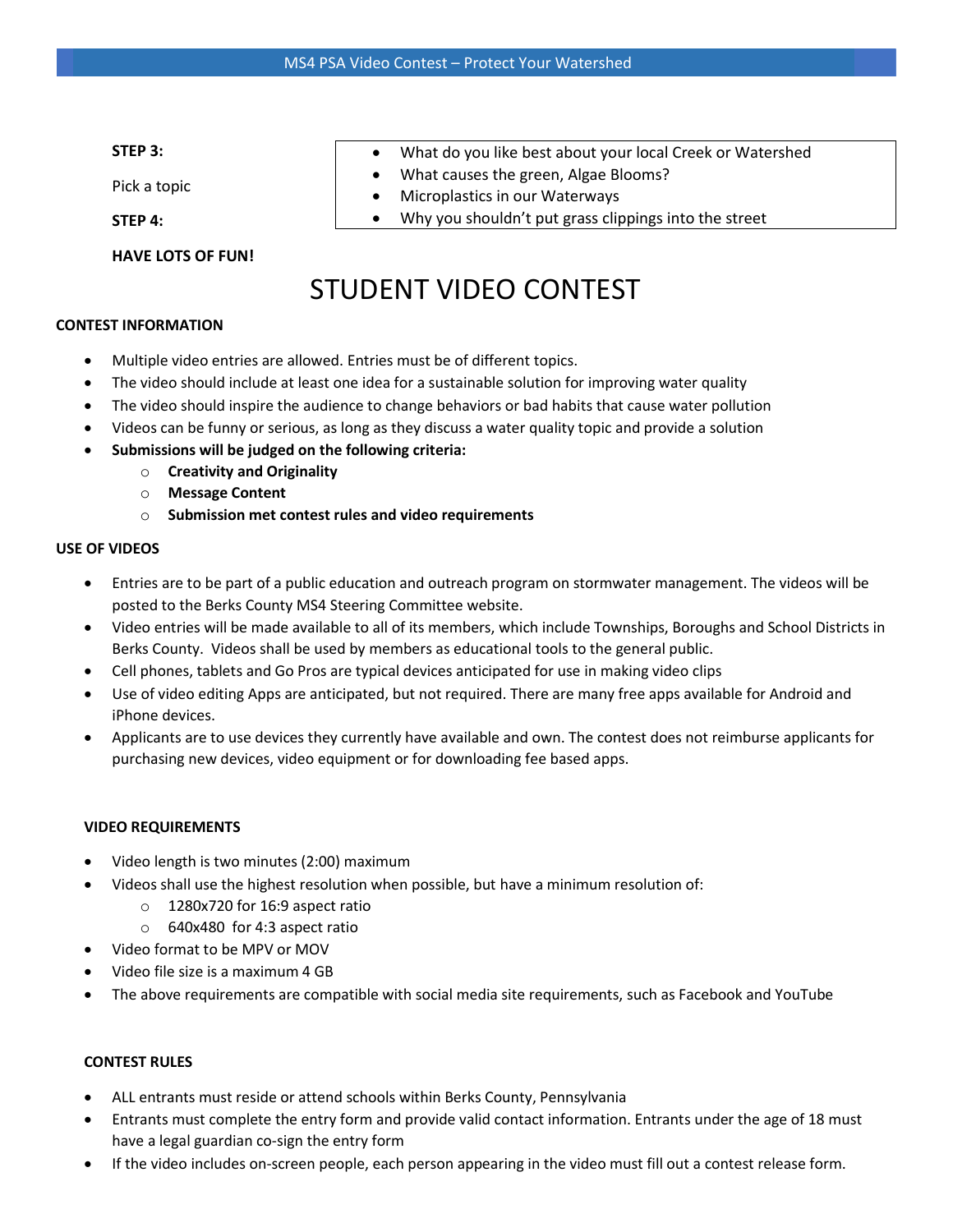**STEP 3:**

Pick a topic

- What do you like best about your local Creek or Watershed
- What causes the green, Algae Blooms?
- Microplastics in our Waterways
- Why you shouldn't put grass clippings into the street

**STEP 4:**

**HAVE LOTS OF FUN!**

# STUDENT VIDEO CONTEST

**CONTEST INFORMATION**

- Multiple video entries are allowed. Entries must be of different topics.
- The video should include at least one idea for a sustainable solution for improving water quality
- The video should inspire the audience to change behaviors or bad habits that cause water pollution
- Videos can be funny or serious, as long as they discuss a water quality topic and provide a solution
- **Submissions will be judged on the following criteria:**
  - **Creativity and Originality**
  - **Message Content**
  - **Submission met contest rules and video requirements**

**USE OF VIDEOS**

- Entries are to be part of a public education and outreach program on stormwater management. The videos will be posted to the Berks County MS4 Steering Committee website.
- Video entries will be made available to all of its members, which include Townships, Boroughs and School Districts in Berks County. Videos shall be used by members as educational tools to the general public.
- Cell phones, tablets and Go Pros are typical devices anticipated for use in making video clips
- Use of video editing Apps are anticipated, but not required. There are many free apps available for Android and iPhone devices.
- Applicants are to use devices they currently have available and own. The contest does not reimburse applicants for purchasing new devices, video equipment or for downloading fee based apps.

**VIDEO REQUIREMENTS**

- Video length is two minutes (2:00) maximum
- Videos shall use the highest resolution when possible, but have a minimum resolution of:
  - 1280x720 for 16:9 aspect ratio
  - 640x480 for 4:3 aspect ratio
- Video format to be MPV or MOV
- Video file size is a maximum 4 GB
- The above requirements are compatible with social media site requirements, such as Facebook and YouTube

**CONTEST RULES**

- ALL entrants must reside or attend schools within Berks County, Pennsylvania
- Entrants must complete the entry form and provide valid contact information. Entrants under the age of 18 must have a legal guardian co-sign the entry form
- If the video includes on-screen people, each person appearing in the video must fill out a contest release form.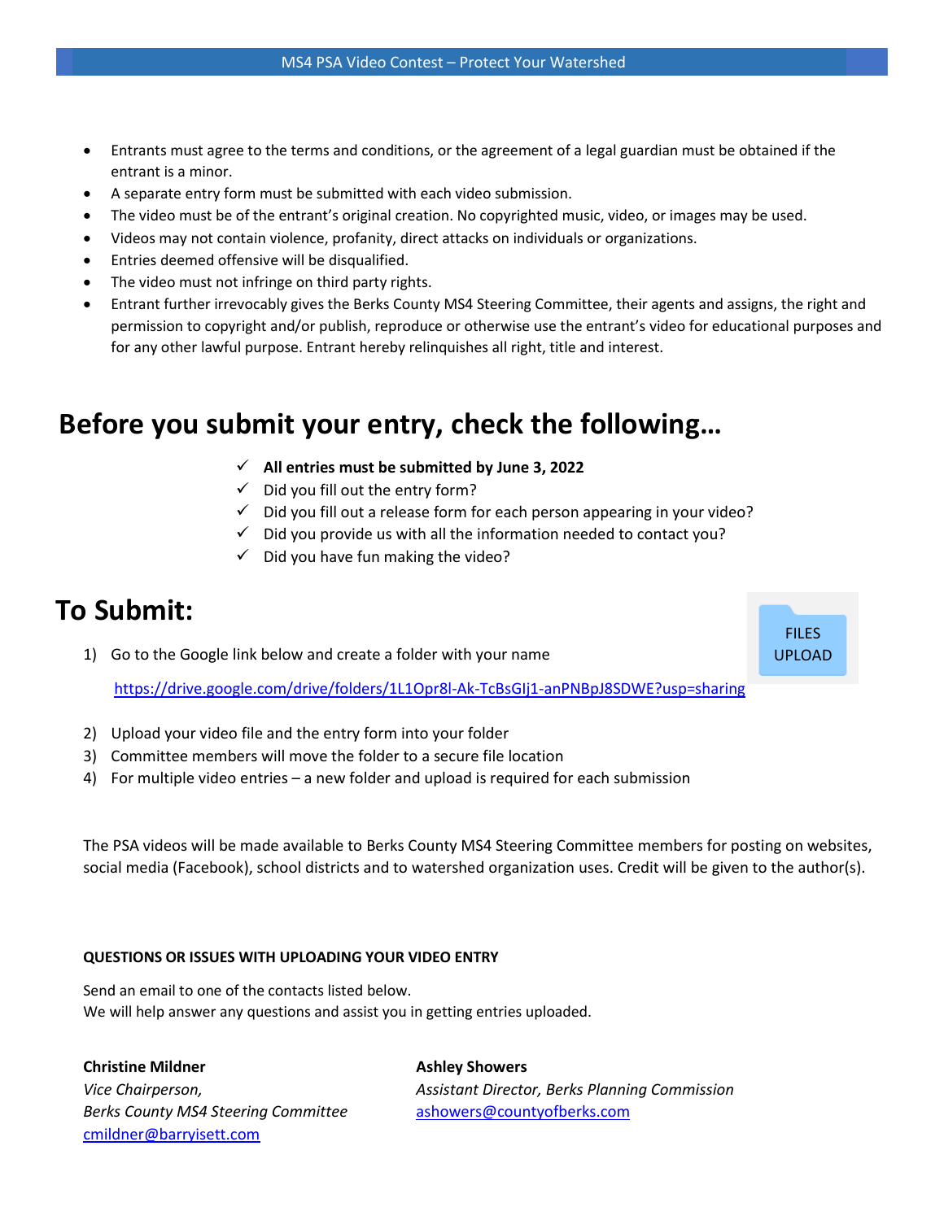- Entrants must agree to the terms and conditions, or the agreement of a legal guardian must be obtained if the entrant is a minor.
- A separate entry form must be submitted with each video submission.
- The video must be of the entrant's original creation. No copyrighted music, video, or images may be used.
- Videos may not contain violence, profanity, direct attacks on individuals or organizations.
- Entries deemed offensive will be disqualified.
- The video must not infringe on third party rights.
- Entrant further irrevocably gives the Berks County MS4 Steering Committee, their agents and assigns, the right and permission to copyright and/or publish, reproduce or otherwise use the entrant's video for educational purposes and for any other lawful purpose. Entrant hereby relinquishes all right, title and interest.

# Before you submit your entry, check the following…

- ✓ **All entries must be submitted by June 3, 2022**
- ✓ Did you fill out the entry form?
- ✓ Did you fill out a release form for each person appearing in your video?
- ✓ Did you provide us with all the information needed to contact you?
- ✓ Did you have fun making the video?

# To Submit:

FILES UPLOAD

1) Go to the Google link below and create a folder with your name

   https://drive.google.com/drive/folders/1L1Opr8l-Ak-TcBsGIj1-anPNBpJ8SDWE?usp=sharing

2) Upload your video file and the entry form into your folder
3) Committee members will move the folder to a secure file location
4) For multiple video entries – a new folder and upload is required for each submission

The PSA videos will be made available to Berks County MS4 Steering Committee members for posting on websites, social media (Facebook), school districts and to watershed organization uses. Credit will be given to the author(s).

**QUESTIONS OR ISSUES WITH UPLOADING YOUR VIDEO ENTRY**

Send an email to one of the contacts listed below.
We will help answer any questions and assist you in getting entries uploaded.

**Christine Mildner**
*Vice Chairperson,*
*Berks County MS4 Steering Committee*
cmildner@barryisett.com

**Ashley Showers**
*Assistant Director, Berks Planning Commission*
ashowers@countyofberks.com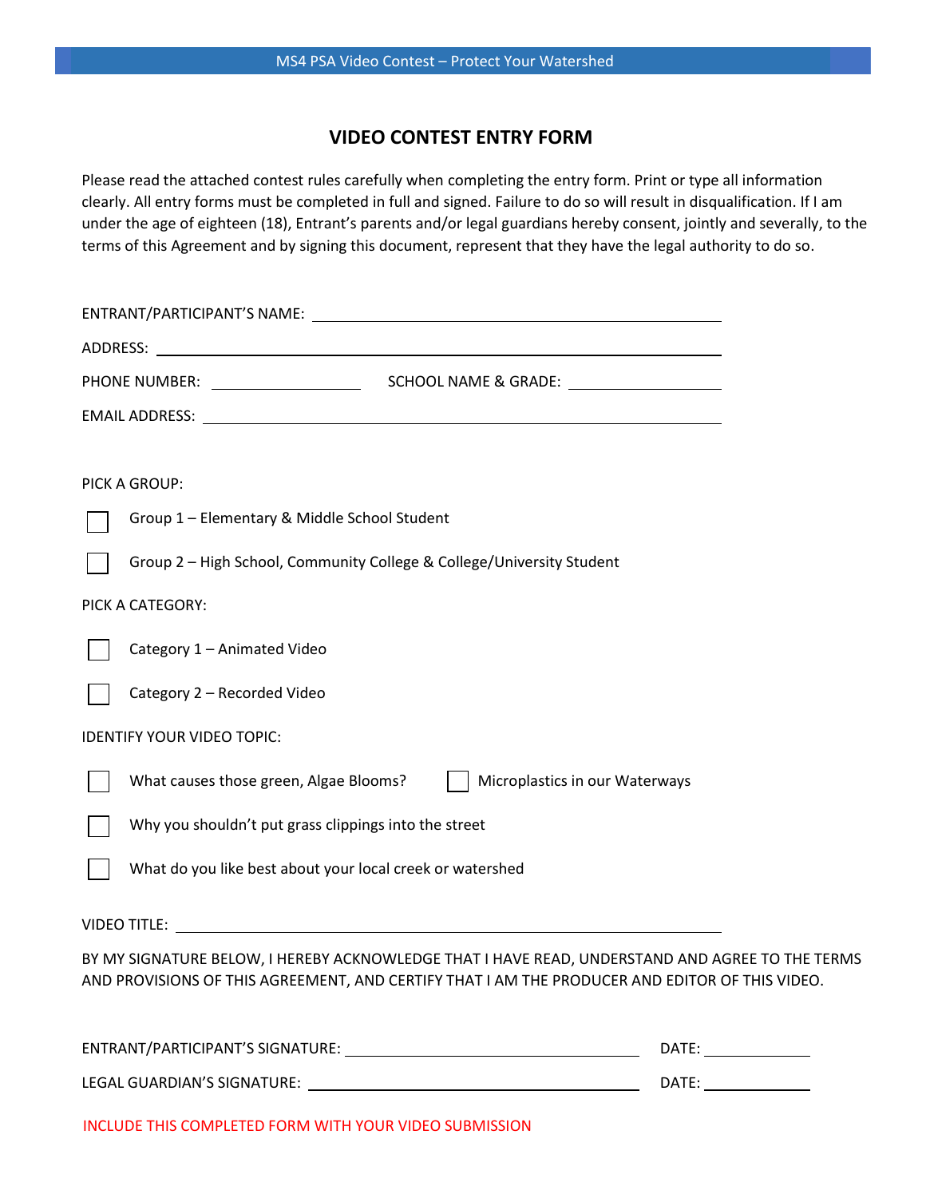# VIDEO CONTEST ENTRY FORM

Please read the attached contest rules carefully when completing the entry form. Print or type all information clearly. All entry forms must be completed in full and signed. Failure to do so will result in disqualification. If I am under the age of eighteen (18), Entrant's parents and/or legal guardians hereby consent, jointly and severally, to the terms of this Agreement and by signing this document, represent that they have the legal authority to do so.

ENTRANT/PARTICIPANT'S NAME: ______________________________

ADDRESS: ______________________________

PHONE NUMBER: ______________ SCHOOL NAME & GRADE: ______________

EMAIL ADDRESS: ______________________________

PICK A GROUP:

- ☐ Group 1 – Elementary & Middle School Student
- ☐ Group 2 – High School, Community College & College/University Student

PICK A CATEGORY:

- ☐ Category 1 – Animated Video
- ☐ Category 2 – Recorded Video

IDENTIFY YOUR VIDEO TOPIC:

- ☐ What causes those green, Algae Blooms?
- ☐ Microplastics in our Waterways
- ☐ Why you shouldn't put grass clippings into the street
- ☐ What do you like best about your local creek or watershed

VIDEO TITLE: ______________________________

BY MY SIGNATURE BELOW, I HEREBY ACKNOWLEDGE THAT I HAVE READ, UNDERSTAND AND AGREE TO THE TERMS AND PROVISIONS OF THIS AGREEMENT, AND CERTIFY THAT I AM THE PRODUCER AND EDITOR OF THIS VIDEO.

ENTRANT/PARTICIPANT'S SIGNATURE: ______________________ DATE: __________

LEGAL GUARDIAN'S SIGNATURE: ______________________ DATE: __________

INCLUDE THIS COMPLETED FORM WITH YOUR VIDEO SUBMISSION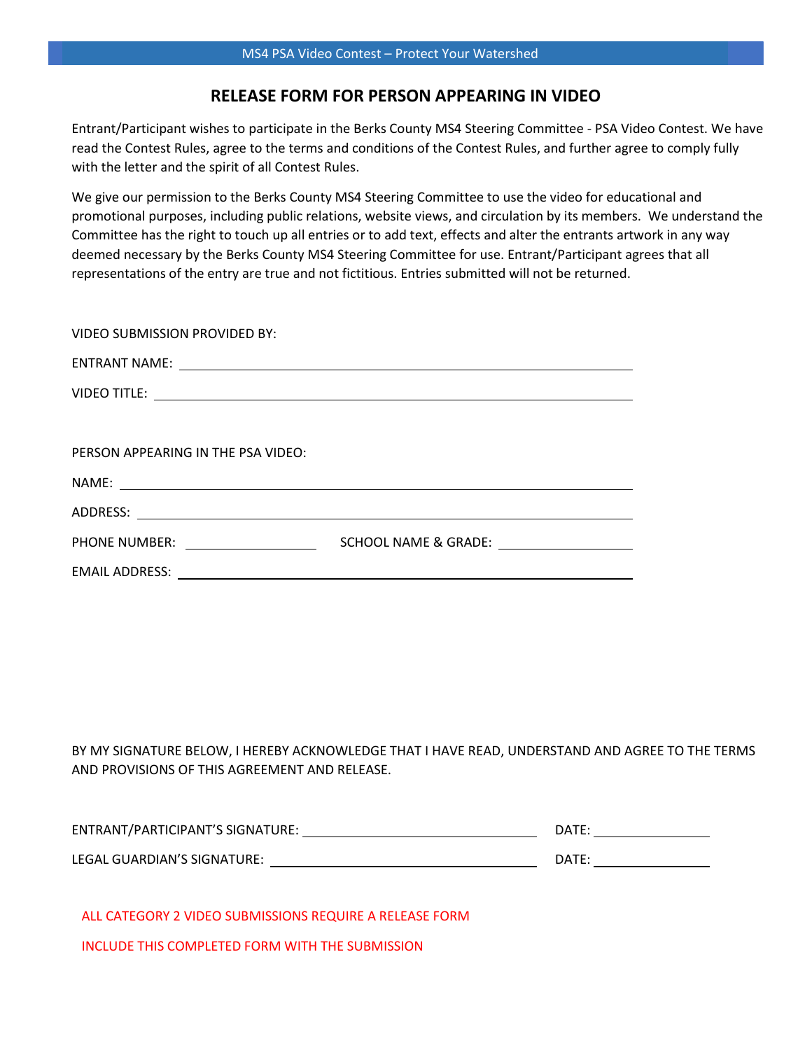# RELEASE FORM FOR PERSON APPEARING IN VIDEO

Entrant/Participant wishes to participate in the Berks County MS4 Steering Committee - PSA Video Contest. We have read the Contest Rules, agree to the terms and conditions of the Contest Rules, and further agree to comply fully with the letter and the spirit of all Contest Rules.

We give our permission to the Berks County MS4 Steering Committee to use the video for educational and promotional purposes, including public relations, website views, and circulation by its members. We understand the Committee has the right to touch up all entries or to add text, effects and alter the entrants artwork in any way deemed necessary by the Berks County MS4 Steering Committee for use. Entrant/Participant agrees that all representations of the entry are true and not fictitious. Entries submitted will not be returned.

VIDEO SUBMISSION PROVIDED BY:

ENTRANT NAME: ______________________________

VIDEO TITLE: ______________________________

PERSON APPEARING IN THE PSA VIDEO:

NAME: ______________________________

ADDRESS: ______________________________

PHONE NUMBER: ______________ SCHOOL NAME & GRADE: ______________

EMAIL ADDRESS: ______________________________

BY MY SIGNATURE BELOW, I HEREBY ACKNOWLEDGE THAT I HAVE READ, UNDERSTAND AND AGREE TO THE TERMS AND PROVISIONS OF THIS AGREEMENT AND RELEASE.

ENTRANT/PARTICIPANT'S SIGNATURE: ______________________ DATE: ____________

LEGAL GUARDIAN'S SIGNATURE: ______________________ DATE: ____________

ALL CATEGORY 2 VIDEO SUBMISSIONS REQUIRE A RELEASE FORM

INCLUDE THIS COMPLETED FORM WITH THE SUBMISSION